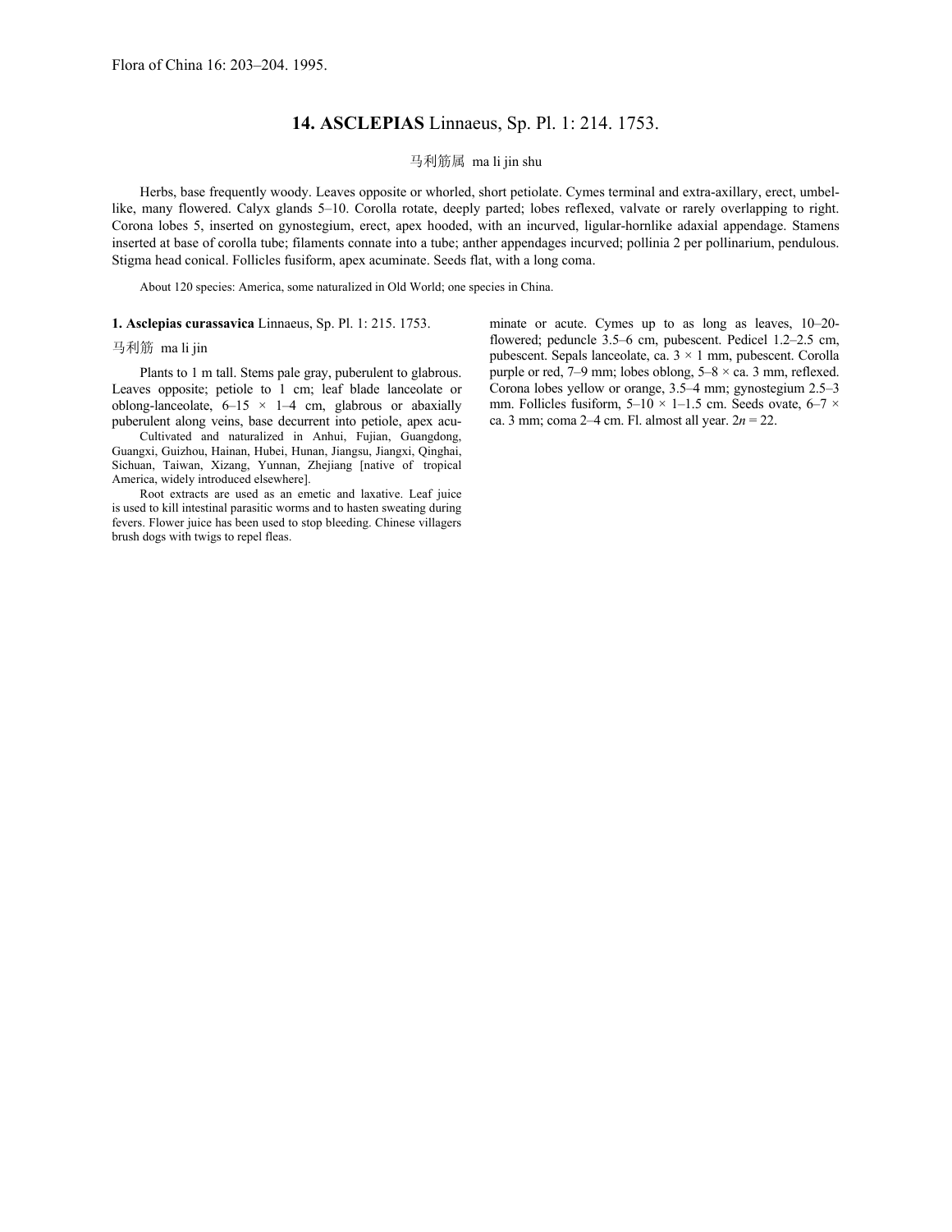Flora of China 16: 203–204. 1995.

# 14. ASCLEPIAS Linnaeus, Sp. Pl. 1: 214. 1753.

马利筋属 ma li jin shu

Herbs, base frequently woody. Leaves opposite or whorled, short petiolate. Cymes terminal and extra-axillary, erect, umbel-like, many flowered. Calyx glands 5–10. Corolla rotate, deeply parted; lobes reflexed, valvate or rarely overlapping to right. Corona lobes 5, inserted on gynostegium, erect, apex hooded, with an incurved, ligular-hornlike adaxial appendage. Stamens inserted at base of corolla tube; filaments connate into a tube; anther appendages incurved; pollinia 2 per pollinarium, pendulous. Stigma head conical. Follicles fusiform, apex acuminate. Seeds flat, with a long coma.

About 120 species: America, some naturalized in Old World; one species in China.

**1. Asclepias curassavica** Linnaeus, Sp. Pl. 1: 215. 1753.

马利筋 ma li jin

Plants to 1 m tall. Stems pale gray, puberulent to glabrous. Leaves opposite; petiole to 1 cm; leaf blade lanceolate or oblong-lanceolate, 6–15 × 1–4 cm, glabrous or abaxially puberulent along veins, base decurrent into petiole, apex acuminate or acute. Cymes up to as long as leaves, 10–20-flowered; peduncle 3.5–6 cm, pubescent. Pedicel 1.2–2.5 cm, pubescent. Sepals lanceolate, ca. 3 × 1 mm, pubescent. Corolla purple or red, 7–9 mm; lobes oblong, 5–8 × ca. 3 mm, reflexed. Corona lobes yellow or orange, 3.5–4 mm; gynostegium 2.5–3 mm. Follicles fusiform, 5–10 × 1–1.5 cm. Seeds ovate, 6–7 × ca. 3 mm; coma 2–4 cm. Fl. almost all year. 2*n* = 22.

Cultivated and naturalized in Anhui, Fujian, Guangdong, Guangxi, Guizhou, Hainan, Hubei, Hunan, Jiangsu, Jiangxi, Qinghai, Sichuan, Taiwan, Xizang, Yunnan, Zhejiang [native of tropical America, widely introduced elsewhere].

Root extracts are used as an emetic and laxative. Leaf juice is used to kill intestinal parasitic worms and to hasten sweating during fevers. Flower juice has been used to stop bleeding. Chinese villagers brush dogs with twigs to repel fleas.